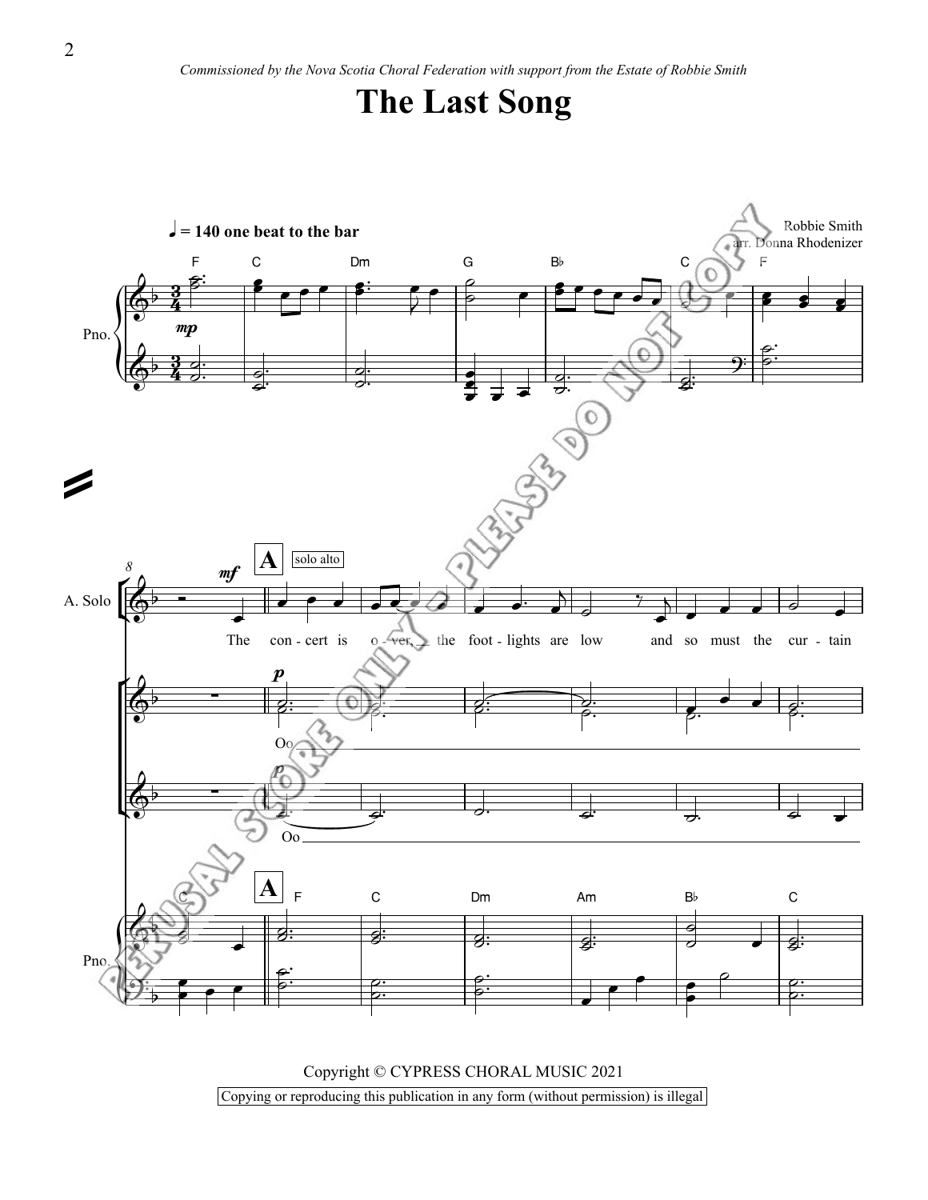*Commissioned by the Nova Scotia Choral Federation with support from the Estate of Robbie Smith*

# The Last Song

Robbie Smith
arr. Donna Rhodenizer

Copyright © CYPRESS CHORAL MUSIC 2021

Copying or reproducing this publication in any form (without permission) is illegal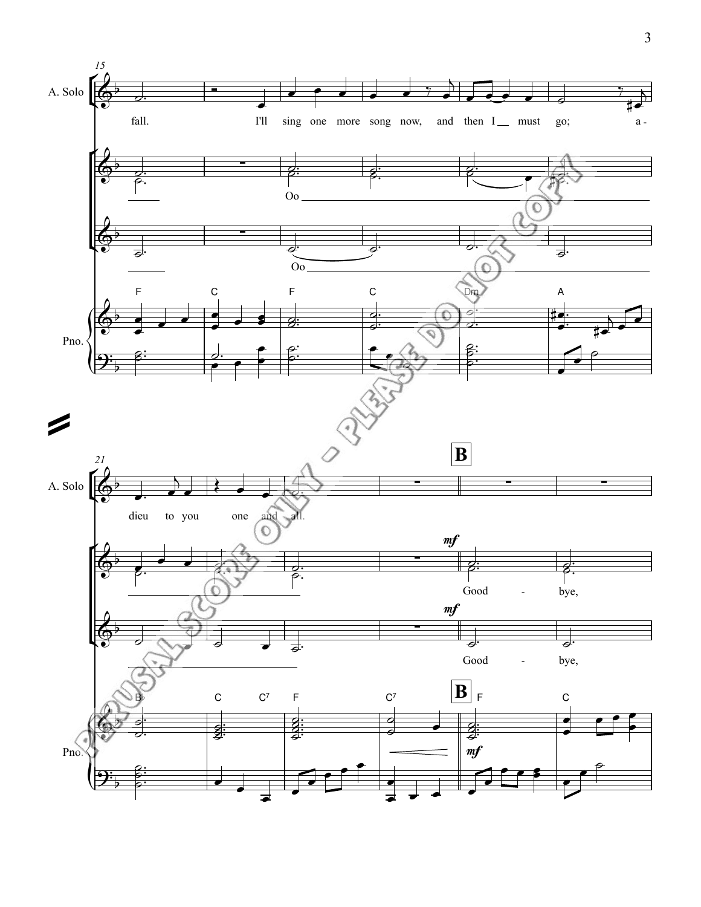A. Solo

fall. I'll sing one more song now, and then I __ must go; a -

Oo

Oo

F C F C Dm A

Pno.

A. Solo

dieu to you one and all.

B

*mf*

Good - bye,

*mf*

Good - bye,

B♭ C C7 F C7 B F C

*mf*

Pno.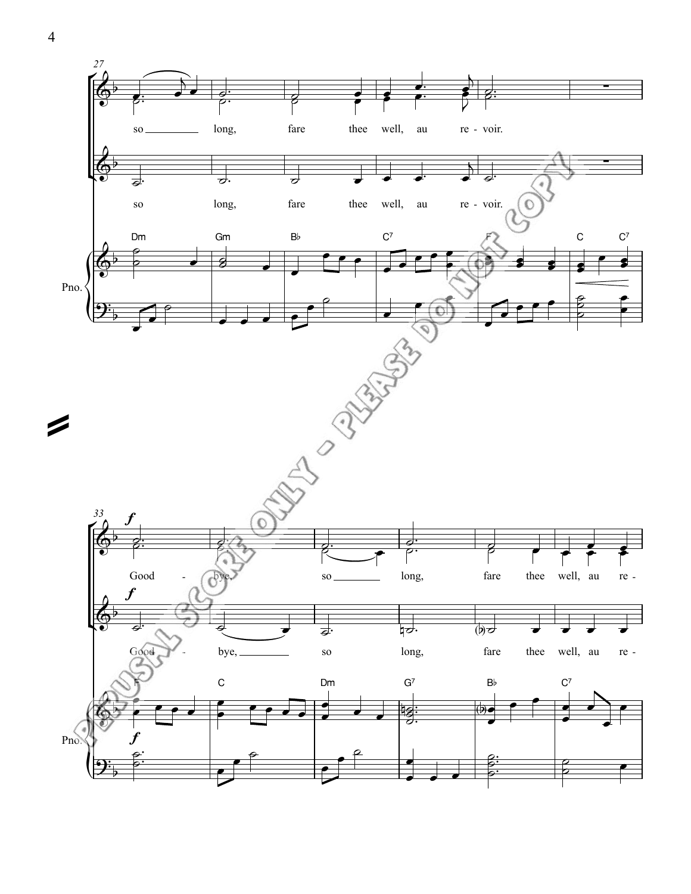27

so long, fare thee well, au re - voir.

so long, fare thee well, au re - voir.

Dm Gm B♭ C7 F C C7

Pno.

33

*f*

Good - bye, so long, fare thee well, au re -

*f*

Good - bye, so long, fare thee well, au re -

F C Dm G7 B♭ C7

Pno.

*f*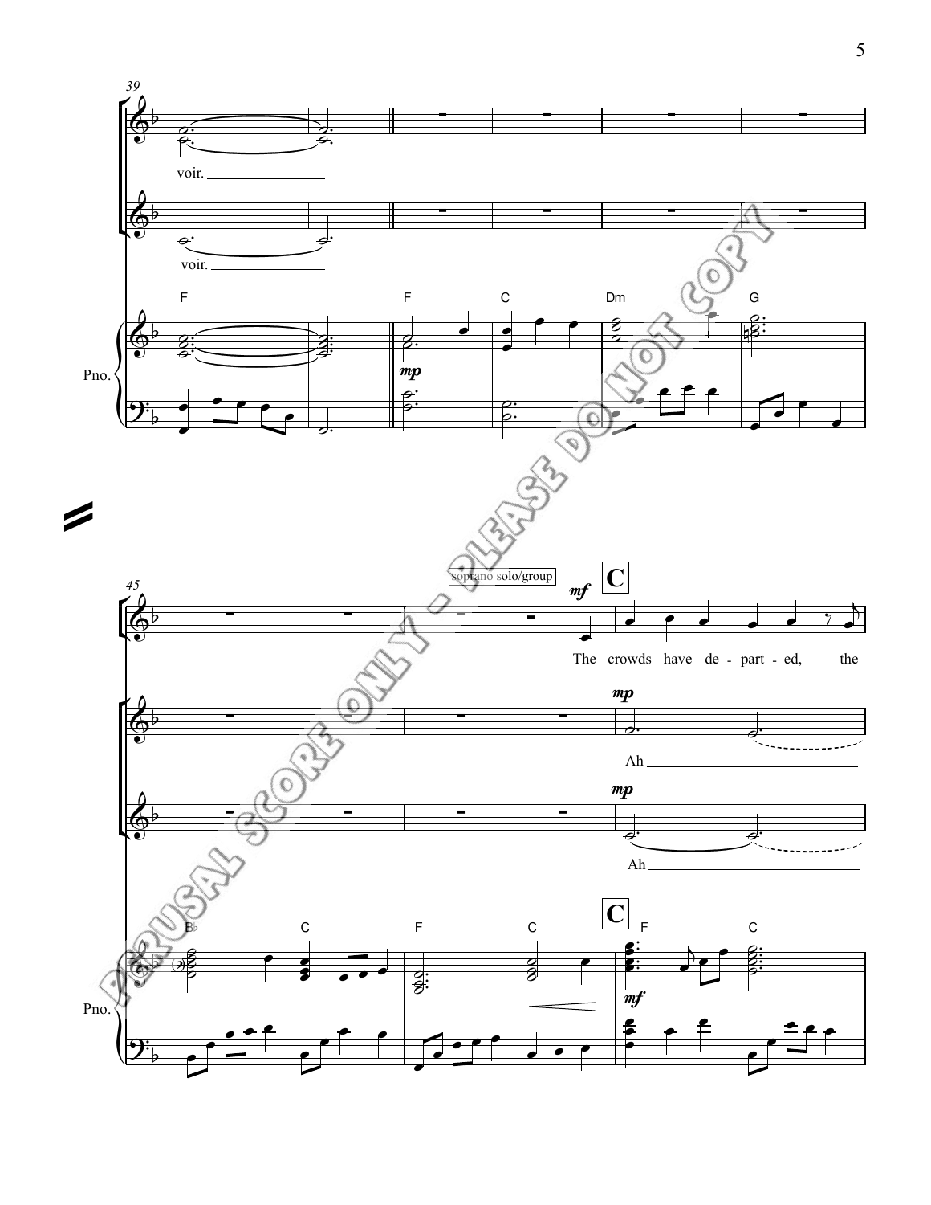39

voir.

voir.

F F C Dm G

*mp*

Pno.

45

soprano solo/group

*mf*

**C**

The crowds have de - part - ed, the

*mp*

Ah

*mp*

Ah

**C**

B♭ C F C F C

*mf*

Pno.

PERUSAL SCORE ONLY - PLEASE DO NOT COPY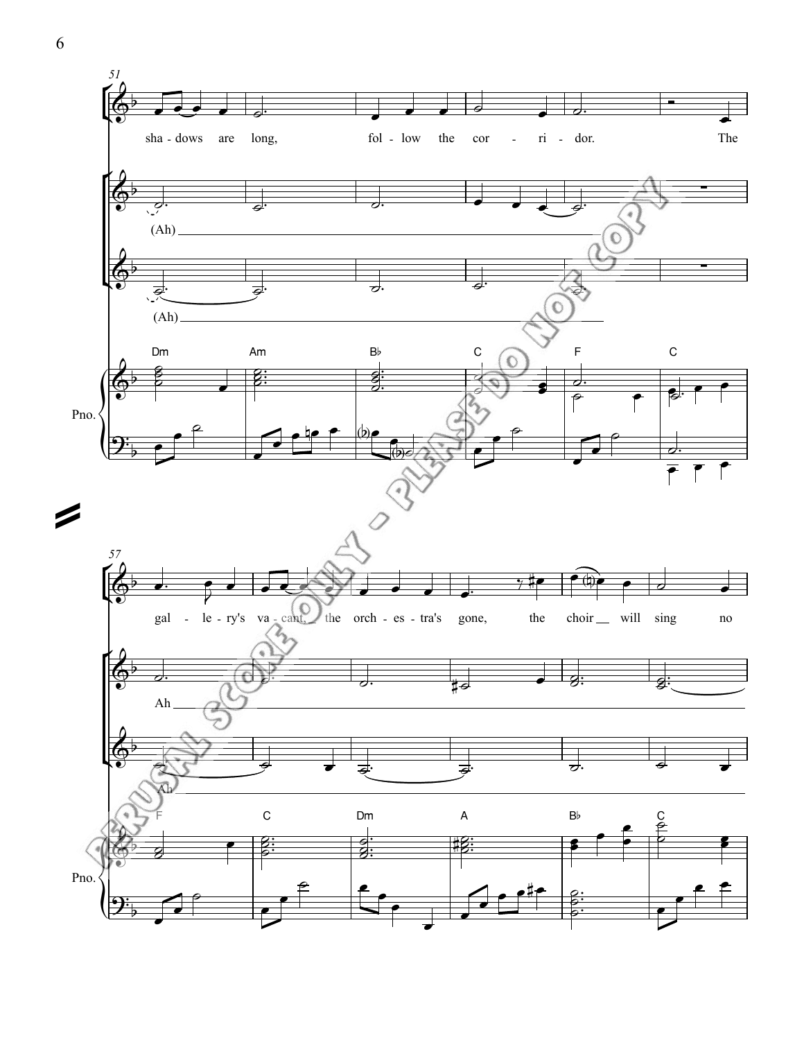51

sha - dows are long, fol - low the cor - ri - dor. The

(Ah)

(Ah)

Dm Am B♭ C F C

Pno.

57

gal - le - ry's va - cant, the orch - es - tra's gone, the choir will sing no

Ah

Ah

F C Dm A B♭ C

Pno.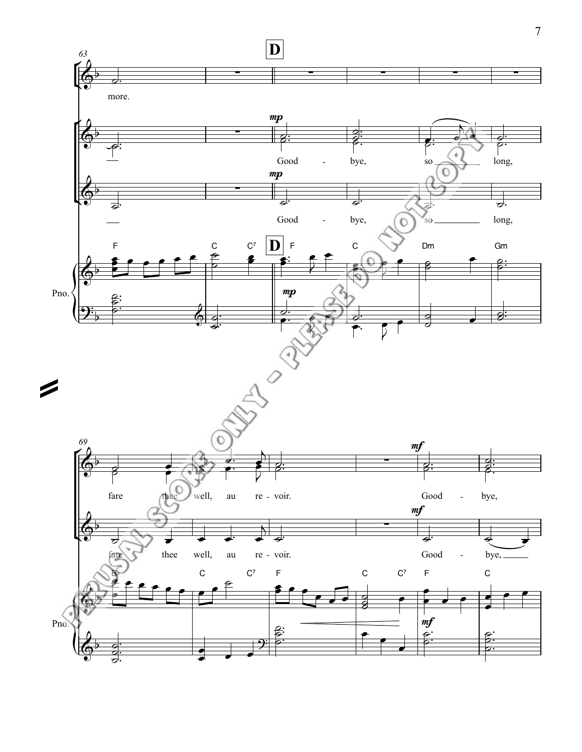63

**D**

more.

*mp*

Good - bye, so long,

*mp*

Good - bye, so long,

F C C7 **D** F C Dm Gm

Pno.

*mp*

69

fare thee well, au re - voir.

*mf*

Good - bye,

fare thee well, au re - voir.

*mf*

Good - bye,

B♭ C C7 F C C7 F C

Pno.

*mf*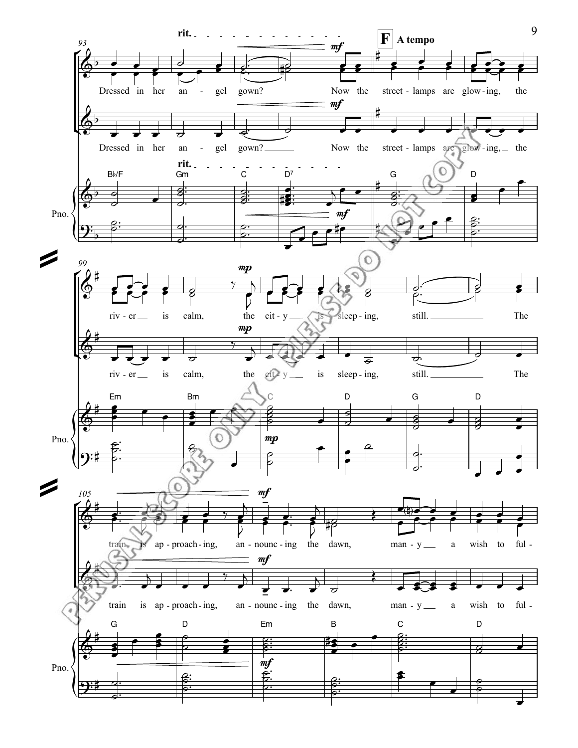rit. — **F** A tempo

Dressed in her an - gel gown? Now the street - lamps are glow - ing, the

Dressed in her an - gel gown? Now the street - lamps are glow - ing, the

Pno. — B♭/F Gm C D7 G D

riv - er is calm, the cit - y is sleep - ing, still. The

riv - er is calm, the cit - y is sleep - ing, still. The

Pno. — Em Bm C D G D

train is ap - proach - ing, an - nounc - ing the dawn, man - y a wish to ful -

train is ap - proach - ing, an - nounc - ing the dawn, man - y a wish to ful -

Pno. — G D Em B C D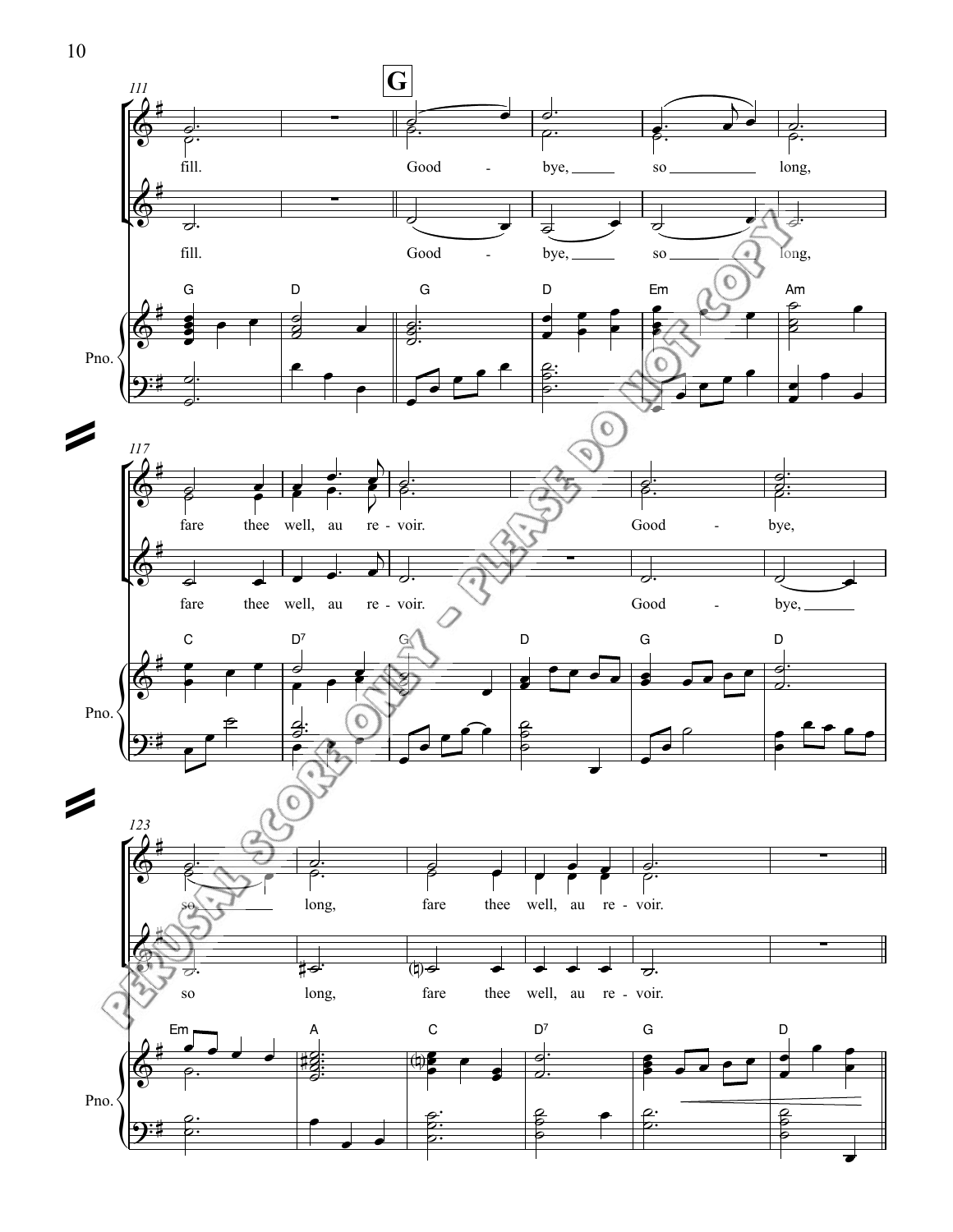**G**

fill. Good - bye, so long,

fill. Good - bye, so long,

fare thee well, au re - voir. Good - bye,

fare thee well, au re - voir. Good - bye,

so long, fare thee well, au re - voir.

so long, fare thee well, au re - voir.

PERUSAL SCORE ONLY - PLEASE DO NOT COPY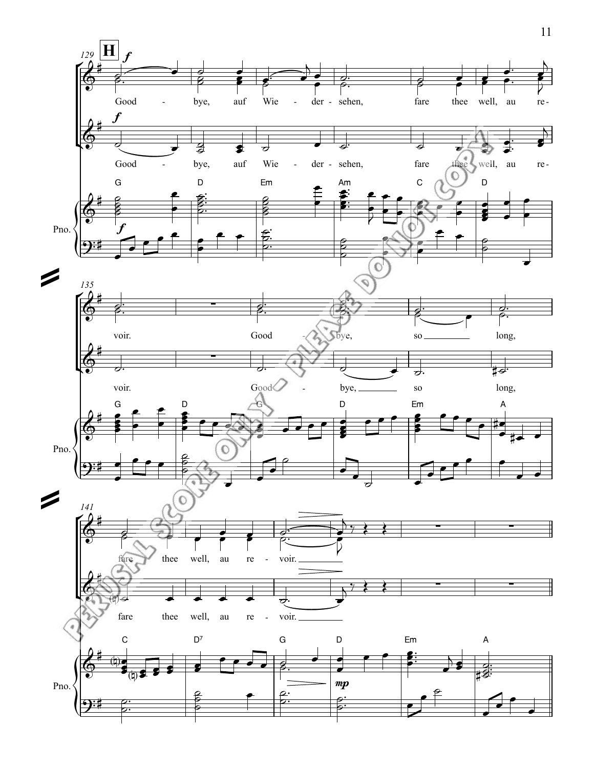**H** *f*

Good - bye, auf Wie - der - sehen, fare thee well, au re - voir. Good - bye, so long, fare thee well, au re - voir.

Good - bye, auf Wie - der - sehen, fare thee well, au re - voir. Good - bye, so long, fare thee well, au re - voir.

G D Em Am C D G D G D Em A C D7 G D Em A

Pno.

PERUSAL SCORE ONLY - PLEASE DO NOT COPY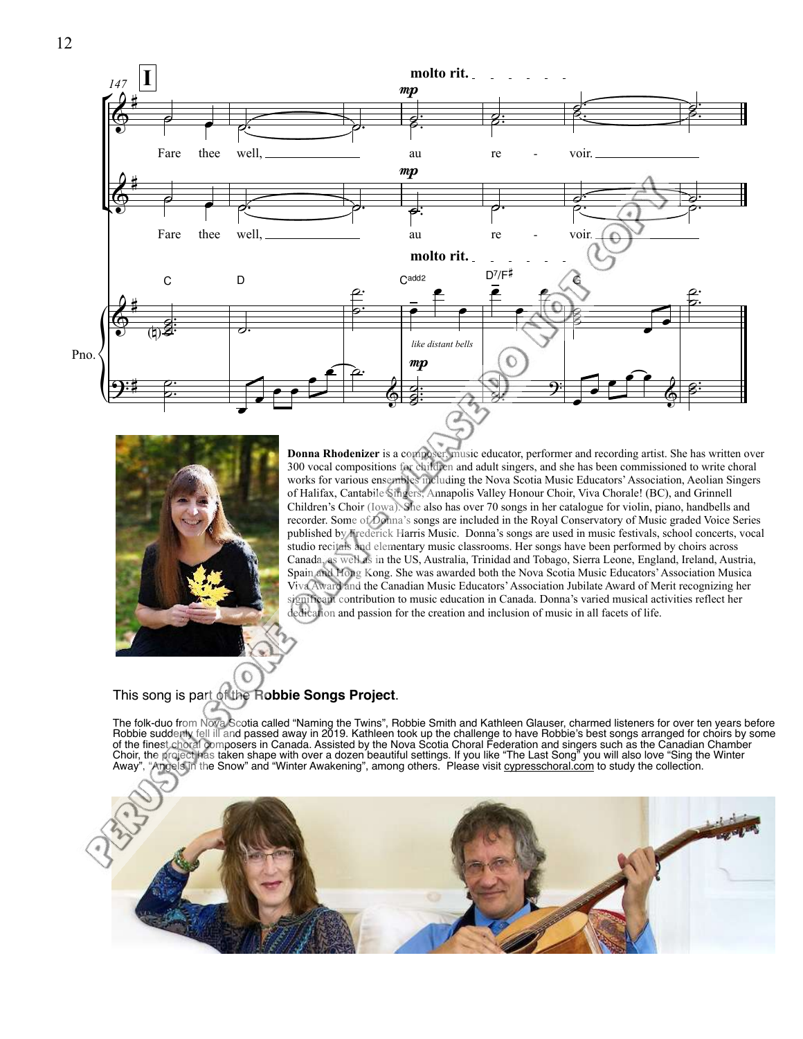Donna Rhodenizer is a composer, music educator, performer and recording artist. She has written over 300 vocal compositions for children and adult singers, and she has been commissioned to write choral works for various ensembles including the Nova Scotia Music Educators' Association, Aeolian Singers of Halifax, Cantabile Singers, Annapolis Valley Honour Choir, Viva Chorale! (BC), and Grinnell Children's Choir (Iowa). She also has over 70 songs in her catalogue for violin, piano, handbells and recorder. Some of Donna's songs are included in the Royal Conservatory of Music graded Voice Series published by Frederick Harris Music. Donna's songs are used in music festivals, school concerts, vocal studio recitals and elementary music classrooms. Her songs have been performed by choirs across Canada, as well as in the US, Australia, Trinidad and Tobago, Sierra Leone, England, Ireland, Austria, Spain and Hong Kong. She was awarded both the Nova Scotia Music Educators' Association Musica Viva Award and the Canadian Music Educators' Association Jubilate Award of Merit recognizing her significant contribution to music education in Canada. Donna's varied musical activities reflect her dedication and passion for the creation and inclusion of music in all facets of life.

This song is part of the **Robbie Songs Project**.

The folk-duo from Nova Scotia called "Naming the Twins", Robbie Smith and Kathleen Glauser, charmed listeners for over ten years before Robbie suddenly fell ill and passed away in 2019. Kathleen took up the challenge to have Robbie's best songs arranged for choirs by some of the finest choral composers in Canada. Assisted by the Nova Scotia Choral Federation and singers such as the Canadian Chamber Choir, the project has taken shape with over a dozen beautiful settings. If you like "The Last Song" you will also love "Sing the Winter Away", "Angels in the Snow" and "Winter Awakening", among others. Please visit cypresschoral.com to study the collection.